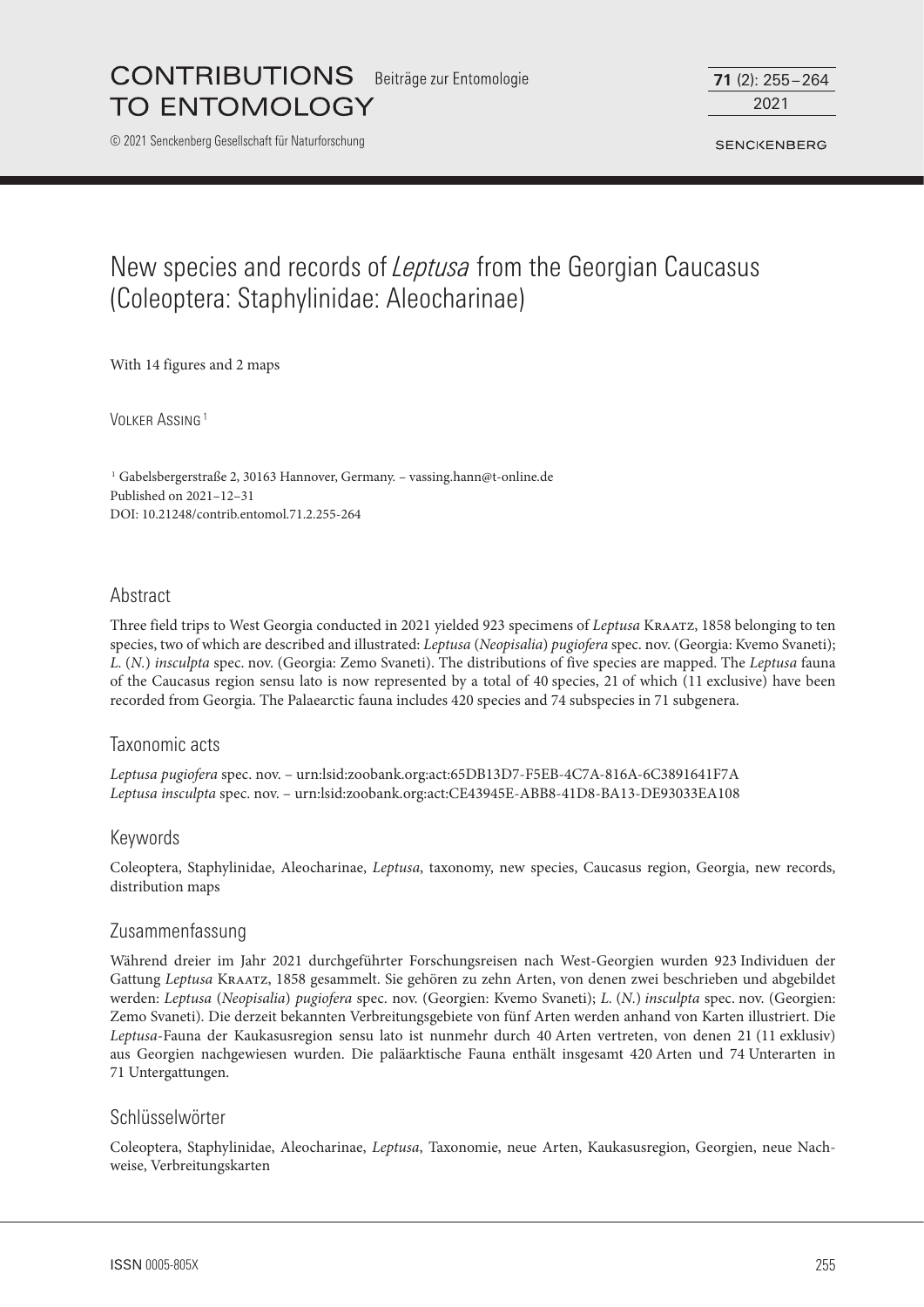# New species and records of *Leptusa* from the Georgian Caucasus (Coleoptera: Staphylinidae: Aleocharinae)

With 14 figures and 2 maps

Volker Assing [1]

[1] Gabelsbergerstraße 2, 30163 Hannover, Germany. – vassing.hann@t-online.de
Published on 2021–12–31
DOI: 10.21248/contrib.entomol.71.2.255-264

## Abstract

Three field trips to West Georgia conducted in 2021 yielded 923 specimens of *Leptusa* Kraatz, 1858 belonging to ten species, two of which are described and illustrated: *Leptusa* (*Neopisalia*) *pugiofera* spec. nov. (Georgia: Kvemo Svaneti); *L.* (*N.*) *insculpta* spec. nov. (Georgia: Zemo Svaneti). The distributions of five species are mapped. The *Leptusa* fauna of the Caucasus region sensu lato is now represented by a total of 40 species, 21 of which (11 exclusive) have been recorded from Georgia. The Palaearctic fauna includes 420 species and 74 subspecies in 71 subgenera.

## Taxonomic acts

*Leptusa pugiofera* spec. nov. – urn:lsid:zoobank.org:act:65DB13D7-F5EB-4C7A-816A-6C3891641F7A
*Leptusa insculpta* spec. nov. – urn:lsid:zoobank.org:act:CE43945E-ABB8-41D8-BA13-DE93033EA108

## Keywords

Coleoptera, Staphylinidae, Aleocharinae, *Leptusa*, taxonomy, new species, Caucasus region, Georgia, new records, distribution maps

## Zusammenfassung

Während dreier im Jahr 2021 durchgeführter Forschungsreisen nach West-Georgien wurden 923 Individuen der Gattung *Leptusa* Kraatz, 1858 gesammelt. Sie gehören zu zehn Arten, von denen zwei beschrieben und abgebildet werden: *Leptusa* (*Neopisalia*) *pugiofera* spec. nov. (Georgien: Kvemo Svaneti); *L.* (*N.*) *insculpta* spec. nov. (Georgien: Zemo Svaneti). Die derzeit bekannten Verbreitungsgebiete von fünf Arten werden anhand von Karten illustriert. Die *Leptusa*-Fauna der Kaukasusregion sensu lato ist nunmehr durch 40 Arten vertreten, von denen 21 (11 exklusiv) aus Georgien nachgewiesen wurden. Die paläarktische Fauna enthält insgesamt 420 Arten und 74 Unterarten in 71 Untergattungen.

## Schlüsselwörter

Coleoptera, Staphylinidae, Aleocharinae, *Leptusa*, Taxonomie, neue Arten, Kaukasusregion, Georgien, neue Nachweise, Verbreitungskarten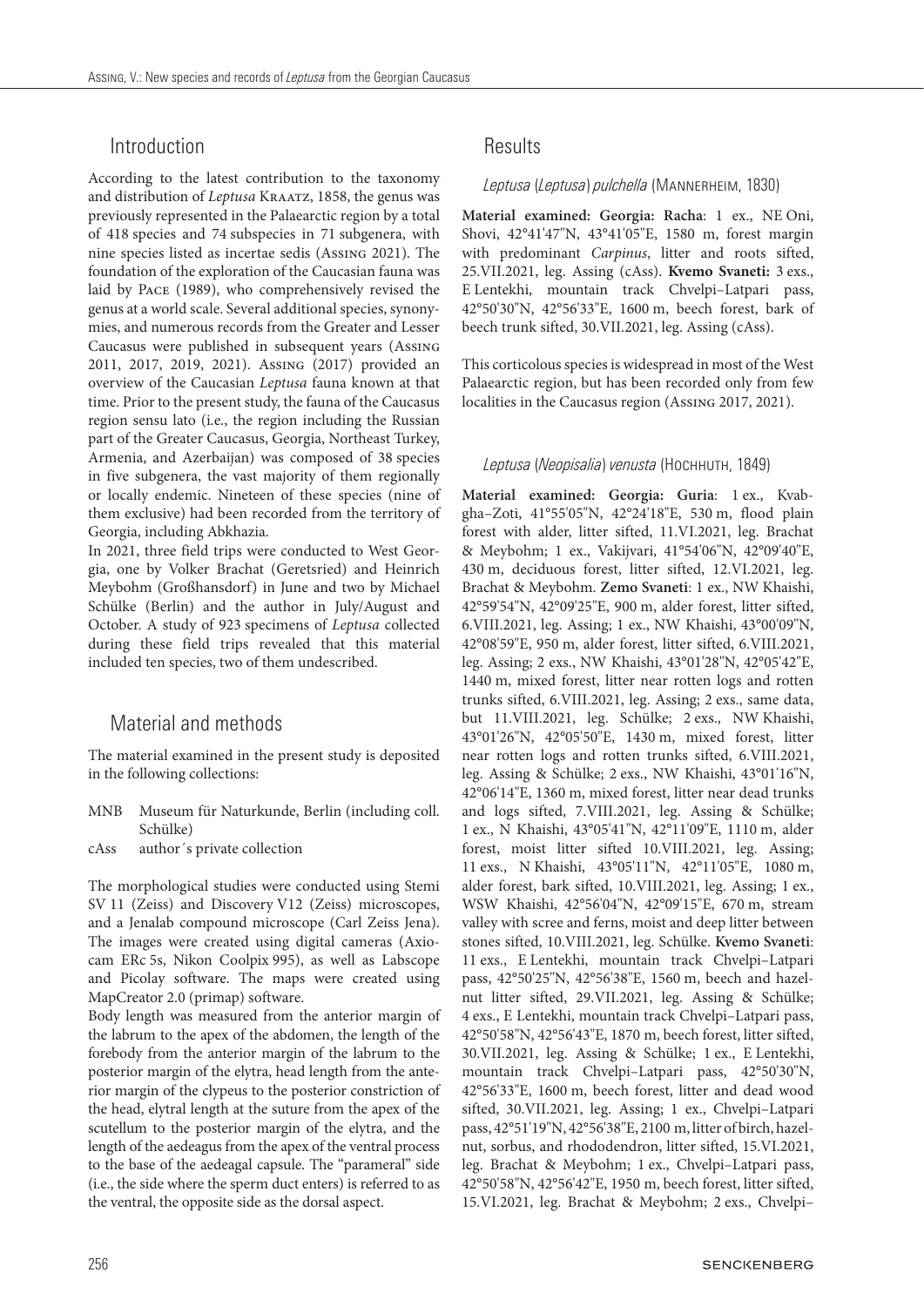## Introduction

According to the latest contribution to the taxonomy and distribution of *Leptusa* Kraatz, 1858, the genus was previously represented in the Palaearctic region by a total of 418 species and 74 subspecies in 71 subgenera, with nine species listed as incertae sedis (Assing 2021). The foundation of the exploration of the Caucasian fauna was laid by Pace (1989), who comprehensively revised the genus at a world scale. Several additional species, synonymies, and numerous records from the Greater and Lesser Caucasus were published in subsequent years (Assing 2011, 2017, 2019, 2021). Assing (2017) provided an overview of the Caucasian *Leptusa* fauna known at that time. Prior to the present study, the fauna of the Caucasus region sensu lato (i.e., the region including the Russian part of the Greater Caucasus, Georgia, Northeast Turkey, Armenia, and Azerbaijan) was composed of 38 species in five subgenera, the vast majority of them regionally or locally endemic. Nineteen of these species (nine of them exclusive) had been recorded from the territory of Georgia, including Abkhazia.

In 2021, three field trips were conducted to West Georgia, one by Volker Brachat (Geretsried) and Heinrich Meybohm (Großhansdorf) in June and two by Michael Schülke (Berlin) and the author in July/August and October. A study of 923 specimens of *Leptusa* collected during these field trips revealed that this material included ten species, two of them undescribed.

## Material and methods

The material examined in the present study is deposited in the following collections:

MNB Museum für Naturkunde, Berlin (including coll. Schülke)
cAss author´s private collection

The morphological studies were conducted using Stemi SV 11 (Zeiss) and Discovery V12 (Zeiss) microscopes, and a Jenalab compound microscope (Carl Zeiss Jena). The images were created using digital cameras (Axiocam ERc 5s, Nikon Coolpix 995), as well as Labscope and Picolay software. The maps were created using MapCreator 2.0 (primap) software.

Body length was measured from the anterior margin of the labrum to the apex of the abdomen, the length of the forebody from the anterior margin of the labrum to the posterior margin of the elytra, head length from the anterior margin of the clypeus to the posterior constriction of the head, elytral length at the suture from the apex of the scutellum to the posterior margin of the elytra, and the length of the aedeagus from the apex of the ventral process to the base of the aedeagal capsule. The "parameral" side (i.e., the side where the sperm duct enters) is referred to as the ventral, the opposite side as the dorsal aspect.

## Results

### *Leptusa* (*Leptusa*) *pulchella* (Mannerheim, 1830)

**Material examined: Georgia: Racha**: 1 ex., NE Oni, Shovi, 42°41'47"N, 43°41'05"E, 1580 m, forest margin with predominant *Carpinus*, litter and roots sifted, 25.VII.2021, leg. Assing (cAss). **Kvemo Svaneti:** 3 exs., E Lentekhi, mountain track Chvelpi–Latpari pass, 42°50'30"N, 42°56'33"E, 1600 m, beech forest, bark of beech trunk sifted, 30.VII.2021, leg. Assing (cAss).

This corticolous species is widespread in most of the West Palaearctic region, but has been recorded only from few localities in the Caucasus region (Assing 2017, 2021).

### *Leptusa* (*Neopisalia*) *venusta* (Hochhuth, 1849)

**Material examined: Georgia: Guria**: 1 ex., Kvabgha–Zoti, 41°55'05"N, 42°24'18"E, 530 m, flood plain forest with alder, litter sifted, 11.VI.2021, leg. Brachat & Meybohm; 1 ex., Vakijvari, 41°54'06"N, 42°09'40"E, 430 m, deciduous forest, litter sifted, 12.VI.2021, leg. Brachat & Meybohm. **Zemo Svaneti**: 1 ex., NW Khaishi, 42°59'54"N, 42°09'25"E, 900 m, alder forest, litter sifted, 6.VIII.2021, leg. Assing; 1 ex., NW Khaishi, 43°00'09"N, 42°08'59"E, 950 m, alder forest, litter sifted, 6.VIII.2021, leg. Assing; 2 exs., NW Khaishi, 43°01'28"N, 42°05'42"E, 1440 m, mixed forest, litter near rotten logs and rotten trunks sifted, 6.VIII.2021, leg. Assing; 2 exs., same data, but 11.VIII.2021, leg. Schülke; 2 exs., NW Khaishi, 43°01'26"N, 42°05'50"E, 1430 m, mixed forest, litter near rotten logs and rotten trunks sifted, 6.VIII.2021, leg. Assing & Schülke; 2 exs., NW Khaishi, 43°01'16"N, 42°06'14"E, 1360 m, mixed forest, litter near dead trunks and logs sifted, 7.VIII.2021, leg. Assing & Schülke; 1 ex., N Khaishi, 43°05'41"N, 42°11'09"E, 1110 m, alder forest, moist litter sifted 10.VIII.2021, leg. Assing; 11 exs., N Khaishi, 43°05'11"N, 42°11'05"E, 1080 m, alder forest, bark sifted, 10.VIII.2021, leg. Assing; 1 ex., WSW Khaishi, 42°56'04"N, 42°09'15"E, 670 m, stream valley with scree and ferns, moist and deep litter between stones sifted, 10.VIII.2021, leg. Schülke. **Kvemo Svaneti**: 11 exs., E Lentekhi, mountain track Chvelpi–Latpari pass, 42°50'25"N, 42°56'38"E, 1560 m, beech and hazelnut litter sifted, 29.VII.2021, leg. Assing & Schülke; 4 exs., E Lentekhi, mountain track Chvelpi–Latpari pass, 42°50'58"N, 42°56'43"E, 1870 m, beech forest, litter sifted, 30.VII.2021, leg. Assing & Schülke; 1 ex., E Lentekhi, mountain track Chvelpi–Latpari pass, 42°50'30"N, 42°56'33"E, 1600 m, beech forest, litter and dead wood sifted, 30.VII.2021, leg. Assing; 1 ex., Chvelpi–Latpari pass, 42°51'19"N, 42°56'38"E, 2100 m, litter of birch, hazelnut, sorbus, and rhododendron, litter sifted, 15.VI.2021, leg. Brachat & Meybohm; 1 ex., Chvelpi–Latpari pass, 42°50'58"N, 42°56'42"E, 1950 m, beech forest, litter sifted, 15.VI.2021, leg. Brachat & Meybohm; 2 exs., Chvelpi–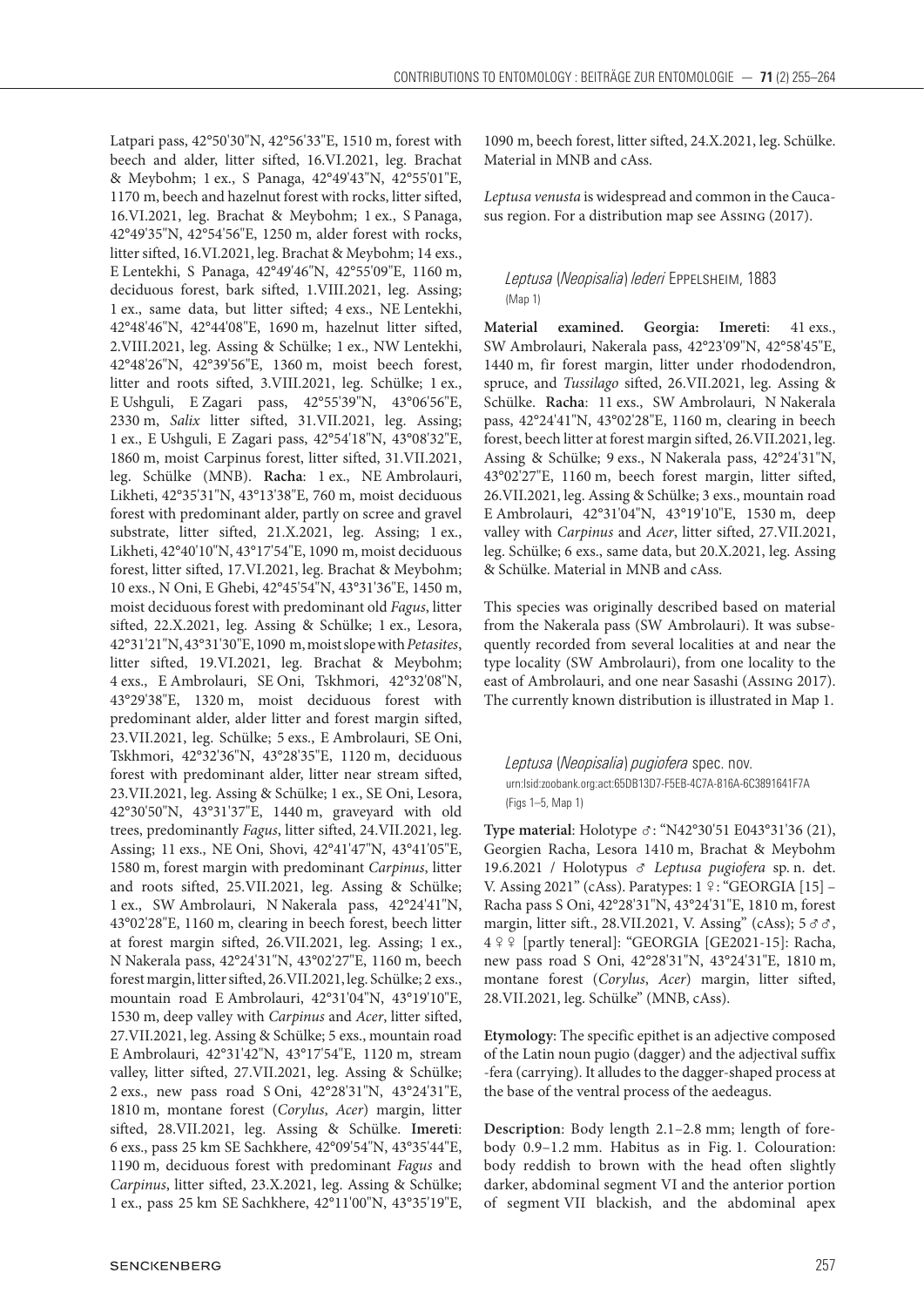Latpari pass, 42°50'30"N, 42°56'33"E, 1510 m, forest with beech and alder, litter sifted, 16.VI.2021, leg. Brachat & Meybohm; 1 ex., S Panaga, 42°49'43"N, 42°55'01"E, 1170 m, beech and hazelnut forest with rocks, litter sifted, 16.VI.2021, leg. Brachat & Meybohm; 1 ex., S Panaga, 42°49'35"N, 42°54'56"E, 1250 m, alder forest with rocks, litter sifted, 16.VI.2021, leg. Brachat & Meybohm; 14 exs., E Lentekhi, S Panaga, 42°49'46"N, 42°55'09"E, 1160 m, deciduous forest, bark sifted, 1.VIII.2021, leg. Assing; 1 ex., same data, but litter sifted; 4 exs., NE Lentekhi, 42°48'46"N, 42°44'08"E, 1690 m, hazelnut litter sifted, 2.VIII.2021, leg. Assing & Schülke; 1 ex., NW Lentekhi, 42°48'26"N, 42°39'56"E, 1360 m, moist beech forest, litter and roots sifted, 3.VIII.2021, leg. Schülke; 1 ex., E Ushguli, E Zagari pass, 42°55'39"N, 43°06'56"E, 2330 m, *Salix* litter sifted, 31.VII.2021, leg. Assing; 1 ex., E Ushguli, E Zagari pass, 42°54'18"N, 43°08'32"E, 1860 m, moist Carpinus forest, litter sifted, 31.VII.2021, leg. Schülke (MNB). **Racha**: 1 ex., NE Ambrolauri, Likheti, 42°35'31"N, 43°13'38"E, 760 m, moist deciduous forest with predominant alder, partly on scree and gravel substrate, litter sifted, 21.X.2021, leg. Assing; 1 ex., Likheti, 42°40'10"N, 43°17'54"E, 1090 m, moist deciduous forest, litter sifted, 17.VI.2021, leg. Brachat & Meybohm; 10 exs., N Oni, E Ghebi, 42°45'54"N, 43°31'36"E, 1450 m, moist deciduous forest with predominant old *Fagus*, litter sifted, 22.X.2021, leg. Assing & Schülke; 1 ex., Lesora, 42°31'21"N, 43°31'30"E, 1090 m, moist slope with *Petasites*, litter sifted, 19.VI.2021, leg. Brachat & Meybohm; 4 exs., E Ambrolauri, SE Oni, Tskhmori, 42°32'08"N, 43°29'38"E, 1320 m, moist deciduous forest with predominant alder, alder litter and forest margin sifted, 23.VII.2021, leg. Schülke; 5 exs., E Ambrolauri, SE Oni, Tskhmori, 42°32'36"N, 43°28'35"E, 1120 m, deciduous forest with predominant alder, litter near stream sifted, 23.VII.2021, leg. Assing & Schülke; 1 ex., SE Oni, Lesora, 42°30'50"N, 43°31'37"E, 1440 m, graveyard with old trees, predominantly *Fagus*, litter sifted, 24.VII.2021, leg. Assing; 11 exs., NE Oni, Shovi, 42°41'47"N, 43°41'05"E, 1580 m, forest margin with predominant *Carpinus*, litter and roots sifted, 25.VII.2021, leg. Assing & Schülke; 1 ex., SW Ambrolauri, N Nakerala pass, 42°24'41"N, 43°02'28"E, 1160 m, clearing in beech forest, beech litter at forest margin sifted, 26.VII.2021, leg. Assing; 1 ex., N Nakerala pass, 42°24'31"N, 43°02'27"E, 1160 m, beech forest margin, litter sifted, 26.VII.2021, leg. Schülke; 2 exs., mountain road E Ambrolauri, 42°31'04"N, 43°19'10"E, 1530 m, deep valley with *Carpinus* and *Acer*, litter sifted, 27.VII.2021, leg. Assing & Schülke; 5 exs., mountain road E Ambrolauri, 42°31'42"N, 43°17'54"E, 1120 m, stream valley, litter sifted, 27.VII.2021, leg. Assing & Schülke; 2 exs., new pass road S Oni, 42°28'31"N, 43°24'31"E, 1810 m, montane forest (*Corylus*, *Acer*) margin, litter sifted, 28.VII.2021, leg. Assing & Schülke. **Imereti**: 6 exs., pass 25 km SE Sachkhere, 42°09'54"N, 43°35'44"E, 1190 m, deciduous forest with predominant *Fagus* and *Carpinus*, litter sifted, 23.X.2021, leg. Assing & Schülke; 1 ex., pass 25 km SE Sachkhere, 42°11'00"N, 43°35'19"E, 1090 m, beech forest, litter sifted, 24.X.2021, leg. Schülke. Material in MNB and cAss.

*Leptusa venusta* is widespread and common in the Caucasus region. For a distribution map see Assing (2017).

### *Leptusa* (*Neopisalia*) *lederi* Eppelsheim, 1883

(Map 1)

**Material examined. Georgia: Imereti**: 41 exs., SW Ambrolauri, Nakerala pass, 42°23'09"N, 42°58'45"E, 1440 m, fir forest margin, litter under rhododendron, spruce, and *Tussilago* sifted, 26.VII.2021, leg. Assing & Schülke. **Racha**: 11 exs., SW Ambrolauri, N Nakerala pass, 42°24'41"N, 43°02'28"E, 1160 m, clearing in beech forest, beech litter at forest margin sifted, 26.VII.2021, leg. Assing & Schülke; 9 exs., N Nakerala pass, 42°24'31"N, 43°02'27"E, 1160 m, beech forest margin, litter sifted, 26.VII.2021, leg. Assing & Schülke; 3 exs., mountain road E Ambrolauri, 42°31'04"N, 43°19'10"E, 1530 m, deep valley with *Carpinus* and *Acer*, litter sifted, 27.VII.2021, leg. Schülke; 6 exs., same data, but 20.X.2021, leg. Assing & Schülke. Material in MNB and cAss.

This species was originally described based on material from the Nakerala pass (SW Ambrolauri). It was subsequently recorded from several localities at and near the type locality (SW Ambrolauri), from one locality to the east of Ambrolauri, and one near Sasashi (Assing 2017). The currently known distribution is illustrated in Map 1.

### *Leptusa* (*Neopisalia*) *pugiofera* spec. nov.

urn:lsid:zoobank.org:act:65DB13D7-F5EB-4C7A-816A-6C3891641F7A

(Figs 1–5, Map 1)

**Type material**: Holotype ♂: "N42°30'51 E043°31'36 (21), Georgien Racha, Lesora 1410 m, Brachat & Meybohm 19.6.2021 / Holotypus ♂ *Leptusa pugiofera* sp. n. det. V. Assing 2021" (cAss). Paratypes: 1 ♀: "GEORGIA [15] – Racha pass S Oni, 42°28'31"N, 43°24'31"E, 1810 m, forest margin, litter sift., 28.VII.2021, V. Assing" (cAss); 5 ♂♂, 4 ♀♀ [partly teneral]: "GEORGIA [GE2021-15]: Racha, new pass road S Oni, 42°28'31"N, 43°24'31"E, 1810 m, montane forest (*Corylus*, *Acer*) margin, litter sifted, 28.VII.2021, leg. Schülke" (MNB, cAss).

**Etymology**: The specific epithet is an adjective composed of the Latin noun pugio (dagger) and the adjectival suffix -fera (carrying). It alludes to the dagger-shaped process at the base of the ventral process of the aedeagus.

**Description**: Body length 2.1–2.8 mm; length of forebody 0.9–1.2 mm. Habitus as in Fig. 1. Colouration: body reddish to brown with the head often slightly darker, abdominal segment VI and the anterior portion of segment VII blackish, and the abdominal apex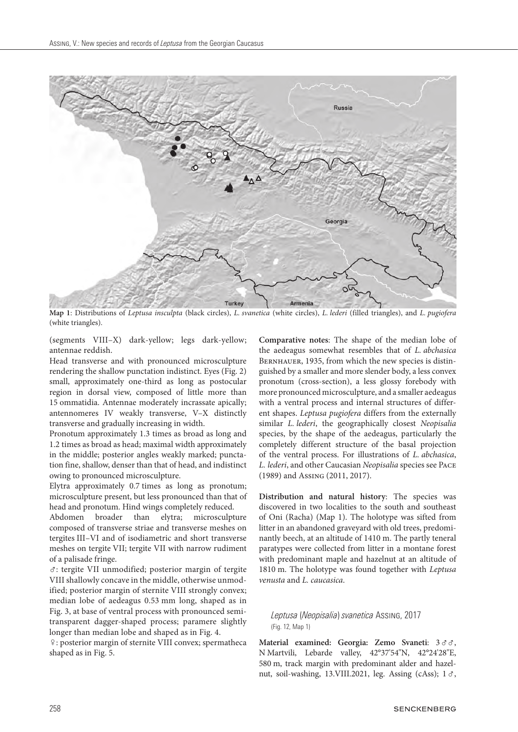**Map 1**: Distributions of *Leptusa insculpta* (black circles), *L. svanetica* (white circles), *L. lederi* (filled triangles), and *L. pugiofera* (white triangles).

(segments VIII–X) dark-yellow; legs dark-yellow; antennae reddish.

Head transverse and with pronounced microsculpture rendering the shallow punctation indistinct. Eyes (Fig. 2) small, approximately one-third as long as postocular region in dorsal view, composed of little more than 15 ommatidia. Antennae moderately incrassate apically; antennomeres IV weakly transverse, V–X distinctly transverse and gradually increasing in width.

Pronotum approximately 1.3 times as broad as long and 1.2 times as broad as head; maximal width approximately in the middle; posterior angles weakly marked; punctation fine, shallow, denser than that of head, and indistinct owing to pronounced microsculpture.

Elytra approximately 0.7 times as long as pronotum; microsculpture present, but less pronounced than that of head and pronotum. Hind wings completely reduced.

Abdomen broader than elytra; microsculpture composed of transverse striae and transverse meshes on tergites III–VI and of isodiametric and short transverse meshes on tergite VII; tergite VII with narrow rudiment of a palisade fringe.

♂: tergite VII unmodified; posterior margin of tergite VIII shallowly concave in the middle, otherwise unmodified; posterior margin of sternite VIII strongly convex; median lobe of aedeagus 0.53 mm long, shaped as in Fig. 3, at base of ventral process with pronounced semi-transparent dagger-shaped process; paramere slightly longer than median lobe and shaped as in Fig. 4.

♀: posterior margin of sternite VIII convex; spermatheca shaped as in Fig. 5.

**Comparative notes**: The shape of the median lobe of the aedeagus somewhat resembles that of *L. abchasica* Bernhauer, 1935, from which the new species is distinguished by a smaller and more slender body, a less convex pronotum (cross-section), a less glossy forebody with more pronounced microsculpture, and a smaller aedeagus with a ventral process and internal structures of different shapes. *Leptusa pugiofera* differs from the externally similar *L. lederi*, the geographically closest *Neopisalia* species, by the shape of the aedeagus, particularly the completely different structure of the basal projection of the ventral process. For illustrations of *L. abchasica*, *L. lederi*, and other Caucasian *Neopisalia* species see Pace (1989) and Assing (2011, 2017).

**Distribution and natural history**: The species was discovered in two localities to the south and southeast of Oni (Racha) (Map 1). The holotype was sifted from litter in an abandoned graveyard with old trees, predominantly beech, at an altitude of 1410 m. The partly teneral paratypes were collected from litter in a montane forest with predominant maple and hazelnut at an altitude of 1810 m. The holotype was found together with *Leptusa venusta* and *L. caucasica*.

### *Leptusa* (*Neopisalia*) *svanetica* Assing, 2017

(Fig. 12, Map 1)

**Material examined: Georgia: Zemo Svaneti**: 3♂♂, N Martvili, Lebarde valley, 42°37'54"N, 42°24'28"E, 580 m, track margin with predominant alder and hazelnut, soil-washing, 13.VIII.2021, leg. Assing (cAss); 1♂,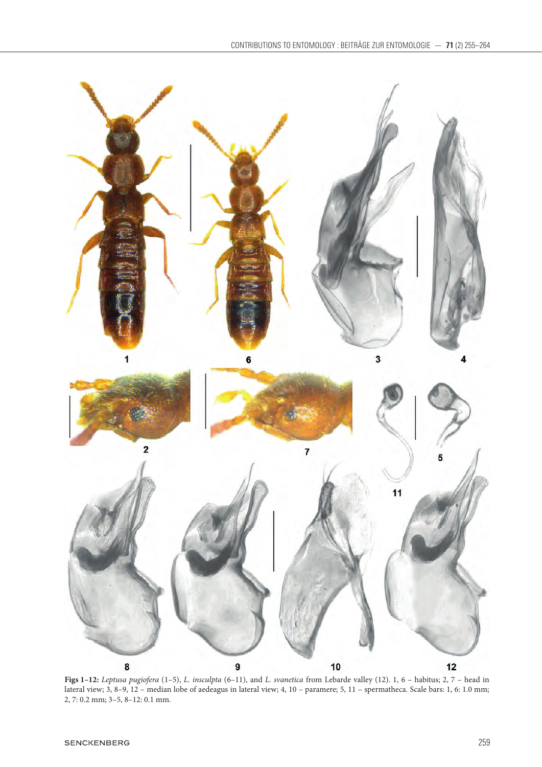**Figs 1–12:** *Leptusa pugiofera* (1–5), *L. insculpta* (6–11), and *L. svanetica* from Lebarde valley (12). 1, 6 – habitus; 2, 7 – head in lateral view; 3, 8–9, 12 – median lobe of aedeagus in lateral view; 4, 10 – paramere; 5, 11 – spermatheca. Scale bars: 1, 6: 1.0 mm; 2, 7: 0.2 mm; 3–5, 8–12: 0.1 mm.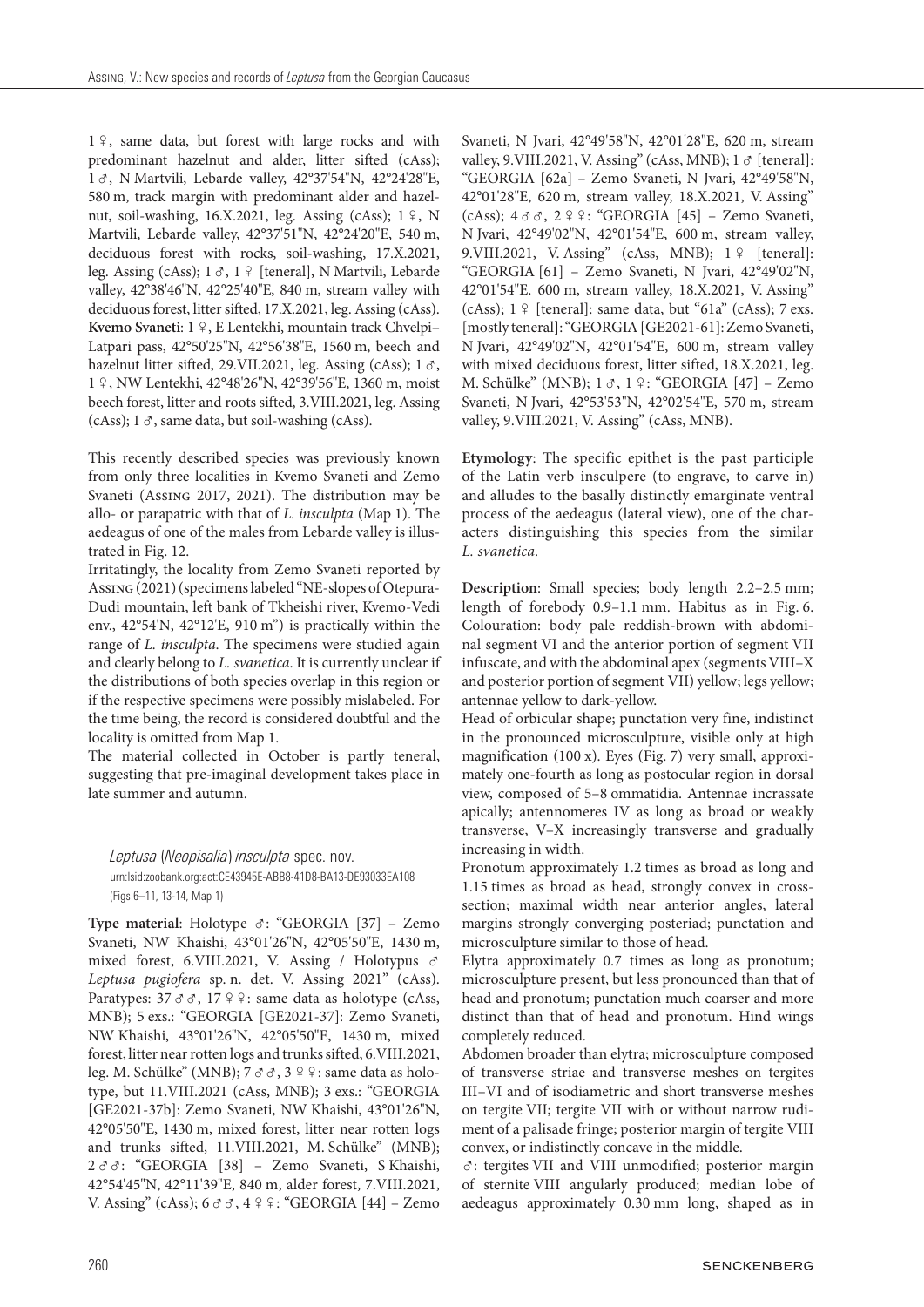1 ♀, same data, but forest with large rocks and with predominant hazelnut and alder, litter sifted (cAss); 1 ♂, N Martvili, Lebarde valley, 42°37'54"N, 42°24'28"E, 580 m, track margin with predominant alder and hazelnut, soil-washing, 16.X.2021, leg. Assing (cAss); 1 ♀, N Martvili, Lebarde valley, 42°37'51"N, 42°24'20"E, 540 m, deciduous forest with rocks, soil-washing, 17.X.2021, leg. Assing (cAss); 1 ♂, 1 ♀ [teneral], N Martvili, Lebarde valley, 42°38'46"N, 42°25'40"E, 840 m, stream valley with deciduous forest, litter sifted, 17.X.2021, leg. Assing (cAss). **Kvemo Svaneti**: 1 ♀, E Lentekhi, mountain track Chvelpi–Latpari pass, 42°50'25"N, 42°56'38"E, 1560 m, beech and hazelnut litter sifted, 29.VII.2021, leg. Assing (cAss); 1 ♂, 1 ♀, NW Lentekhi, 42°48'26"N, 42°39'56"E, 1360 m, moist beech forest, litter and roots sifted, 3.VIII.2021, leg. Assing (cAss); 1 ♂, same data, but soil-washing (cAss).

This recently described species was previously known from only three localities in Kvemo Svaneti and Zemo Svaneti (Assing 2017, 2021). The distribution may be allo- or parapatric with that of *L. insculpta* (Map 1). The aedeagus of one of the males from Lebarde valley is illustrated in Fig. 12.

Irritatingly, the locality from Zemo Svaneti reported by Assing (2021) (specimens labeled "NE-slopes of Otepura-Dudi mountain, left bank of Tkheishi river, Kvemo-Vedi env., 42°54'N, 42°12'E, 910 m") is practically within the range of *L. insculpta*. The specimens were studied again and clearly belong to *L. svanetica*. It is currently unclear if the distributions of both species overlap in this region or if the respective specimens were possibly mislabeled. For the time being, the record is considered doubtful and the locality is omitted from Map 1.

The material collected in October is partly teneral, suggesting that pre-imaginal development takes place in late summer and autumn.

### *Leptusa* (*Neopisalia*) *insculpta* spec. nov.

urn:lsid:zoobank.org:act:CE43945E-ABB8-41D8-BA13-DE93033EA108

(Figs 6–11, 13-14, Map 1)

**Type material**: Holotype ♂: "GEORGIA [37] – Zemo Svaneti, NW Khaishi, 43°01'26"N, 42°05'50"E, 1430 m, mixed forest, 6.VIII.2021, V. Assing / Holotypus ♂ *Leptusa pugiofera* sp. n. det. V. Assing 2021" (cAss). Paratypes: 37 ♂♂, 17 ♀♀: same data as holotype (cAss, MNB); 5 exs.: "GEORGIA [GE2021-37]: Zemo Svaneti, NW Khaishi, 43°01'26"N, 42°05'50"E, 1430 m, mixed forest, litter near rotten logs and trunks sifted, 6.VIII.2021, leg. M. Schülke" (MNB); 7 ♂♂, 3 ♀♀: same data as holotype, but 11.VIII.2021 (cAss, MNB); 3 exs.: "GEORGIA [GE2021-37b]: Zemo Svaneti, NW Khaishi, 43°01'26"N, 42°05'50"E, 1430 m, mixed forest, litter near rotten logs and trunks sifted, 11.VIII.2021, M. Schülke" (MNB); 2 ♂♂: "GEORGIA [38] – Zemo Svaneti, S Khaishi, 42°54'45"N, 42°11'39"E, 840 m, alder forest, 7.VIII.2021, V. Assing" (cAss); 6 ♂♂, 4 ♀♀: "GEORGIA [44] – Zemo Svaneti, N Jvari, 42°49'58"N, 42°01'28"E, 620 m, stream valley, 9.VIII.2021, V. Assing" (cAss, MNB); 1 ♂ [teneral]: "GEORGIA [62a] – Zemo Svaneti, N Jvari, 42°49'58"N, 42°01'28"E, 620 m, stream valley, 18.X.2021, V. Assing" (cAss); 4 ♂♂, 2 ♀♀: "GEORGIA [45] – Zemo Svaneti, N Jvari, 42°49'02"N, 42°01'54"E, 600 m, stream valley, 9.VIII.2021, V. Assing" (cAss, MNB); 1 ♀ [teneral]: "GEORGIA [61] – Zemo Svaneti, N Jvari, 42°49'02"N, 42°01'54"E. 600 m, stream valley, 18.X.2021, V. Assing" (cAss); 1 ♀ [teneral]: same data, but "61a" (cAss); 7 exs. [mostly teneral]: "GEORGIA [GE2021-61]: Zemo Svaneti, N Jvari, 42°49'02"N, 42°01'54"E, 600 m, stream valley with mixed deciduous forest, litter sifted, 18.X.2021, leg. M. Schülke" (MNB); 1 ♂, 1 ♀: "GEORGIA [47] – Zemo Svaneti, N Jvari, 42°53'53"N, 42°02'54"E, 570 m, stream valley, 9.VIII.2021, V. Assing" (cAss, MNB).

**Etymology**: The specific epithet is the past participle of the Latin verb insculpere (to engrave, to carve in) and alludes to the basally distinctly emarginate ventral process of the aedeagus (lateral view), one of the characters distinguishing this species from the similar *L. svanetica*.

**Description**: Small species; body length 2.2–2.5 mm; length of forebody 0.9–1.1 mm. Habitus as in Fig. 6. Colouration: body pale reddish-brown with abdominal segment VI and the anterior portion of segment VII infuscate, and with the abdominal apex (segments VIII–X and posterior portion of segment VII) yellow; legs yellow; antennae yellow to dark-yellow.

Head of orbicular shape; punctation very fine, indistinct in the pronounced microsculpture, visible only at high magnification (100 x). Eyes (Fig. 7) very small, approximately one-fourth as long as postocular region in dorsal view, composed of 5–8 ommatidia. Antennae incrassate apically; antennomeres IV as long as broad or weakly transverse, V–X increasingly transverse and gradually increasing in width.

Pronotum approximately 1.2 times as broad as long and 1.15 times as broad as head, strongly convex in cross-section; maximal width near anterior angles, lateral margins strongly converging posteriad; punctation and microsculpture similar to those of head.

Elytra approximately 0.7 times as long as pronotum; microsculpture present, but less pronounced than that of head and pronotum; punctation much coarser and more distinct than that of head and pronotum. Hind wings completely reduced.

Abdomen broader than elytra; microsculpture composed of transverse striae and transverse meshes on tergites III–VI and of isodiametric and short transverse meshes on tergite VII; tergite VII with or without narrow rudiment of a palisade fringe; posterior margin of tergite VIII convex, or indistinctly concave in the middle.

♂: tergites VII and VIII unmodified; posterior margin of sternite VIII angularly produced; median lobe of aedeagus approximately 0.30 mm long, shaped as in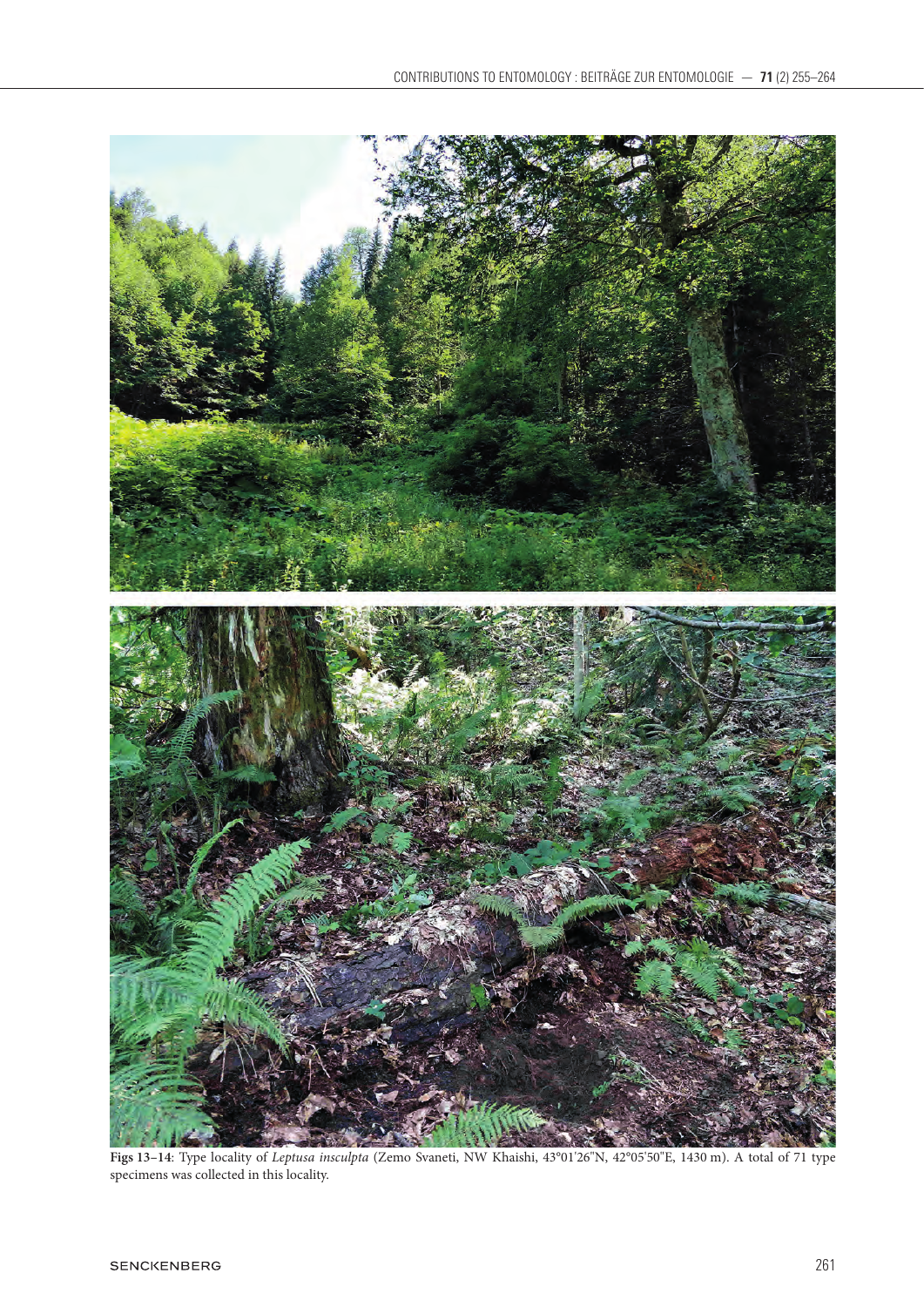**Figs 13–14**: Type locality of *Leptusa insculpta* (Zemo Svaneti, NW Khaishi, 43°01'26"N, 42°05'50"E, 1430 m). A total of 71 type specimens was collected in this locality.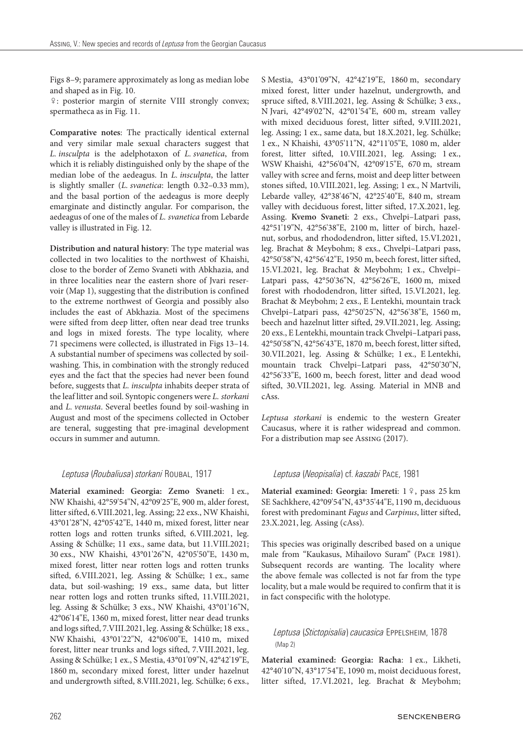Figs 8–9; paramere approximately as long as median lobe and shaped as in Fig. 10.

♀: posterior margin of sternite VIII strongly convex; spermatheca as in Fig. 11.

**Comparative notes**: The practically identical external and very similar male sexual characters suggest that *L. insculpta* is the adelphotaxon of *L. svanetica*, from which it is reliably distinguished only by the shape of the median lobe of the aedeagus. In *L. insculpta*, the latter is slightly smaller (*L. svanetica*: length 0.32–0.33 mm), and the basal portion of the aedeagus is more deeply emarginate and distinctly angular. For comparison, the aedeagus of one of the males of *L. svanetica* from Lebarde valley is illustrated in Fig. 12.

**Distribution and natural history**: The type material was collected in two localities to the northwest of Khaishi, close to the border of Zemo Svaneti with Abkhazia, and in three localities near the eastern shore of Jvari reservoir (Map 1), suggesting that the distribution is confined to the extreme northwest of Georgia and possibly also includes the east of Abkhazia. Most of the specimens were sifted from deep litter, often near dead tree trunks and logs in mixed forests. The type locality, where 71 specimens were collected, is illustrated in Figs 13–14. A substantial number of specimens was collected by soil-washing. This, in combination with the strongly reduced eyes and the fact that the species had never been found before, suggests that *L. insculpta* inhabits deeper strata of the leaf litter and soil. Syntopic congeners were *L. storkani* and *L. venusta*. Several beetles found by soil-washing in August and most of the specimens collected in October are teneral, suggesting that pre-imaginal development occurs in summer and autumn.

### *Leptusa* (*Roubaliusa*) *storkani* Roubal, 1917

**Material examined: Georgia: Zemo Svaneti**: 1 ex., NW Khaishi, 42°59'54"N, 42°09'25"E, 900 m, alder forest, litter sifted, 6.VIII.2021, leg. Assing; 22 exs., NW Khaishi, 43°01'28"N, 42°05'42"E, 1440 m, mixed forest, litter near rotten logs and rotten trunks sifted, 6.VIII.2021, leg. Assing & Schülke; 11 exs., same data, but 11.VIII.2021; 30 exs., NW Khaishi, 43°01'26"N, 42°05'50"E, 1430 m, mixed forest, litter near rotten logs and rotten trunks sifted, 6.VIII.2021, leg. Assing & Schülke; 1 ex., same data, but soil-washing; 19 exs., same data, but litter near rotten logs and rotten trunks sifted, 11.VIII.2021, leg. Assing & Schülke; 3 exs., NW Khaishi, 43°01'16"N, 42°06'14"E, 1360 m, mixed forest, litter near dead trunks and logs sifted, 7.VIII.2021, leg. Assing & Schülke; 18 exs., NW Khaishi, 43°01'22"N, 42°06'00"E, 1410 m, mixed forest, litter near trunks and logs sifted, 7.VIII.2021, leg. Assing & Schülke; 1 ex., S Mestia, 43°01'09"N, 42°42'19"E, 1860 m, secondary mixed forest, litter under hazelnut and undergrowth sifted, 8.VIII.2021, leg. Schülke; 6 exs., S Mestia, 43°01'09"N, 42°42'19"E, 1860 m, secondary mixed forest, litter under hazelnut, undergrowth, and spruce sifted, 8.VIII.2021, leg. Assing & Schülke; 3 exs., N Jvari, 42°49'02"N, 42°01'54"E, 600 m, stream valley with mixed deciduous forest, litter sifted, 9.VIII.2021, leg. Assing; 1 ex., same data, but 18.X.2021, leg. Schülke; 1 ex., N Khaishi, 43°05'11"N, 42°11'05"E, 1080 m, alder forest, litter sifted, 10.VIII.2021, leg. Assing; 1 ex., WSW Khaishi, 42°56'04"N, 42°09'15"E, 670 m, stream valley with scree and ferns, moist and deep litter between stones sifted, 10.VIII.2021, leg. Assing; 1 ex., N Martvili, Lebarde valley, 42°38'46"N, 42°25'40"E, 840 m, stream valley with deciduous forest, litter sifted, 17.X.2021, leg. Assing. **Kvemo Svaneti**: 2 exs., Chvelpi–Latpari pass, 42°51'19"N, 42°56'38"E, 2100 m, litter of birch, hazelnut, sorbus, and rhododendron, litter sifted, 15.VI.2021, leg. Brachat & Meybohm; 8 exs., Chvelpi–Latpari pass, 42°50'58"N, 42°56'42"E, 1950 m, beech forest, litter sifted, 15.VI.2021, leg. Brachat & Meybohm; 1 ex., Chvelpi–Latpari pass, 42°50'36"N, 42°56'26"E, 1600 m, mixed forest with rhododendron, litter sifted, 15.VI.2021, leg. Brachat & Meybohm; 2 exs., E Lentekhi, mountain track Chvelpi–Latpari pass, 42°50'25"N, 42°56'38"E, 1560 m, beech and hazelnut litter sifted, 29.VII.2021, leg. Assing; 20 exs., E Lentekhi, mountain track Chvelpi–Latpari pass, 42°50'58"N, 42°56'43"E, 1870 m, beech forest, litter sifted, 30.VII.2021, leg. Assing & Schülke; 1 ex., E Lentekhi, mountain track Chvelpi–Latpari pass, 42°50'30"N, 42°56'33"E, 1600 m, beech forest, litter and dead wood sifted, 30.VII.2021, leg. Assing. Material in MNB and cAss.

*Leptusa storkani* is endemic to the western Greater Caucasus, where it is rather widespread and common. For a distribution map see Assing (2017).

### *Leptusa* (*Neopisalia*) cf. *kaszabi* Pace, 1981

**Material examined: Georgia: Imereti**: 1 ♀, pass 25 km SE Sachkhere, 42°09'54"N, 43°35'44"E, 1190 m, deciduous forest with predominant *Fagus* and *Carpinus*, litter sifted, 23.X.2021, leg. Assing (cAss).

This species was originally described based on a unique male from "Kaukasus, Mihailovo Suram" (Pace 1981). Subsequent records are wanting. The locality where the above female was collected is not far from the type locality, but a male would be required to confirm that it is in fact conspecific with the holotype.

### *Leptusa* (*Stictopisalia*) *caucasica* Eppelsheim, 1878 (Map 2)

**Material examined: Georgia: Racha**: 1 ex., Likheti, 42°40'10"N, 43°17'54"E, 1090 m, moist deciduous forest, litter sifted, 17.VI.2021, leg. Brachat & Meybohm;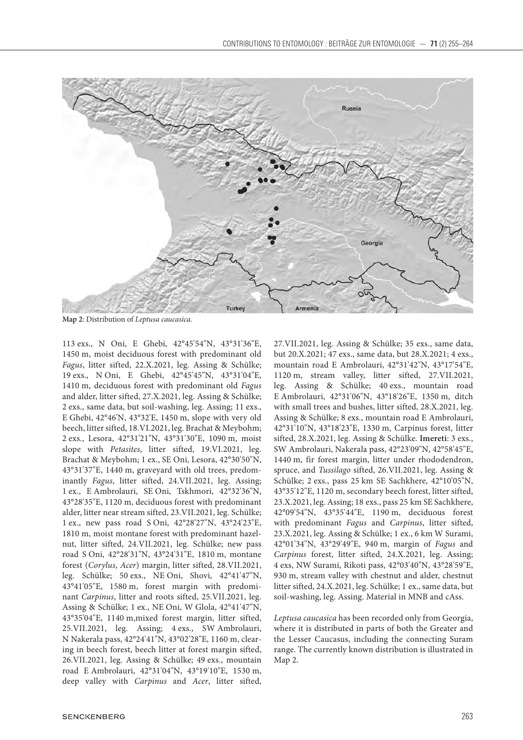**Map 2**: Distribution of *Leptusa caucasica*.

113 exs., N Oni, E Ghebi, 42°45'54"N, 43°31'36"E, 1450 m, moist deciduous forest with predominant old *Fagus*, litter sifted, 22.X.2021, leg. Assing & Schülke; 19 exs., N Oni, E Ghebi, 42°45'45"N, 43°31'04"E, 1410 m, deciduous forest with predominant old *Fagus* and alder, litter sifted, 27.X.2021, leg. Assing & Schülke; 2 exs., same data, but soil-washing, leg. Assing; 11 exs., E Ghebi, 42°46'N, 43°32'E, 1450 m, slope with very old beech, litter sifted, 18.VI.2021, leg. Brachat & Meybohm; 2 exs., Lesora, 42°31'21"N, 43°31'30"E, 1090 m, moist slope with *Petasites*, litter sifted, 19.VI.2021, leg. Brachat & Meybohm; 1 ex., SE Oni, Lesora, 42°30'50"N, 43°31'37"E, 1440 m, graveyard with old trees, predominantly *Fagus*, litter sifted, 24.VII.2021, leg. Assing; 1 ex., E Ambrolauri, SE Oni, Tskhmori, 42°32'36"N, 43°28'35"E, 1120 m, deciduous forest with predominant alder, litter near stream sifted, 23.VII.2021, leg. Schülke; 1 ex., new pass road S Oni, 42°28'27"N, 43°24'23"E, 1810 m, moist montane forest with predominant hazelnut, litter sifted, 24.VII.2021, leg. Schülke; new pass road S Oni, 42°28'31"N, 43°24'31"E, 1810 m, montane forest (*Corylus*, *Acer*) margin, litter sifted, 28.VII.2021, leg. Schülke; 50 exs., NE Oni, Shovi, 42°41'47"N, 43°41'05"E, 1580 m, forest margin with predominant *Carpinus*, litter and roots sifted, 25.VII.2021, leg. Assing & Schülke; 1 ex., NE Oni, W Glola, 42°41'47"N, 43°35'04"E, 1140 m,mixed forest margin, litter sifted, 25.VII.2021, leg. Assing; 4 exs., SW Ambrolauri, N Nakerala pass, 42°24'41"N, 43°02'28"E, 1160 m, clearing in beech forest, beech litter at forest margin sifted, 26.VII.2021, leg. Assing & Schülke; 49 exs., mountain road E Ambrolauri, 42°31'04"N, 43°19'10"E, 1530 m, deep valley with *Carpinus* and *Acer*, litter sifted, 27.VII.2021, leg. Assing & Schülke; 35 exs., same data, but 20.X.2021; 47 exs., same data, but 28.X.2021; 4 exs., mountain road E Ambrolauri, 42°31'42"N, 43°17'54"E, 1120 m, stream valley, litter sifted, 27.VII.2021, leg. Assing & Schülke; 40 exs., mountain road E Ambrolauri, 42°31'06"N, 43°18'26"E, 1350 m, ditch with small trees and bushes, litter sifted, 28.X.2021, leg. Assing & Schülke; 8 exs., mountain road E Ambrolauri, 42°31'10"N, 43°18'23"E, 1330 m, Carpinus forest, litter sifted, 28.X.2021, leg. Assing & Schülke. **Imereti**: 3 exs., SW Ambrolauri, Nakerala pass, 42°23'09"N, 42°58'45"E, 1440 m, fir forest margin, litter under rhododendron, spruce, and *Tussilago* sifted, 26.VII.2021, leg. Assing & Schülke; 2 exs., pass 25 km SE Sachkhere, 42°10'05"N, 43°35'12"E, 1120 m, secondary beech forest, litter sifted, 23.X.2021, leg. Assing; 18 exs., pass 25 km SE Sachkhere, 42°09'54"N, 43°35'44"E, 1190 m, deciduous forest with predominant *Fagus* and *Carpinus*, litter sifted, 23.X.2021, leg. Assing & Schülke; 1 ex., 6 km W Surami, 42°01'34"N, 43°29'49"E, 940 m, margin of *Fagus* and *Carpinus* forest, litter sifted, 24.X.2021, leg. Assing; 4 exs, NW Surami, Rikoti pass, 42°03'40"N, 43°28'59"E, 930 m, stream valley with chestnut and alder, chestnut litter sifted, 24.X.2021, leg. Schülke; 1 ex., same data, but soil-washing, leg. Assing. Material in MNB and cAss.

*Leptusa caucasica* has been recorded only from Georgia, where it is distributed in parts of both the Greater and the Lesser Caucasus, including the connecting Suram range. The currently known distribution is illustrated in Map 2.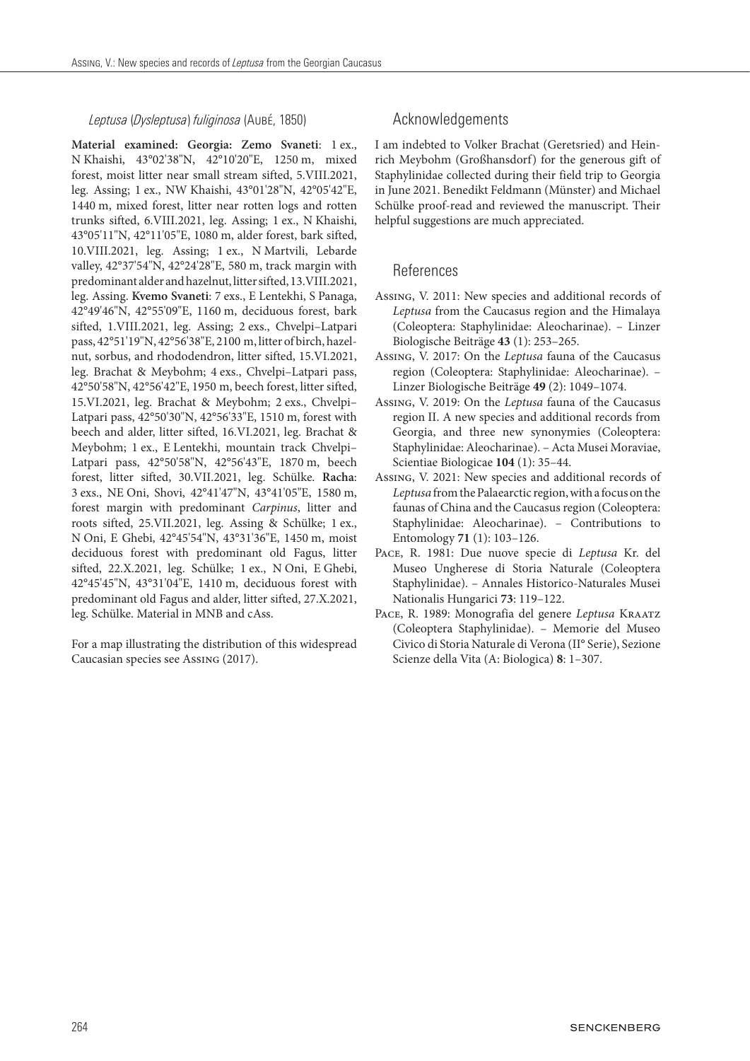### *Leptusa* (*Dysleptusa*) *fuliginosa* (Aubé, 1850)

**Material examined: Georgia: Zemo Svaneti**: 1 ex., N Khaishi, 43°02'38"N, 42°10'20"E, 1250 m, mixed forest, moist litter near small stream sifted, 5.VIII.2021, leg. Assing; 1 ex., NW Khaishi, 43°01'28"N, 42°05'42"E, 1440 m, mixed forest, litter near rotten logs and rotten trunks sifted, 6.VIII.2021, leg. Assing; 1 ex., N Khaishi, 43°05'11"N, 42°11'05"E, 1080 m, alder forest, bark sifted, 10.VIII.2021, leg. Assing; 1 ex., N Martvili, Lebarde valley, 42°37'54"N, 42°24'28"E, 580 m, track margin with predominant alder and hazelnut, litter sifted, 13.VIII.2021, leg. Assing. **Kvemo Svaneti**: 7 exs., E Lentekhi, S Panaga, 42°49'46"N, 42°55'09"E, 1160 m, deciduous forest, bark sifted, 1.VIII.2021, leg. Assing; 2 exs., Chvelpi–Latpari pass, 42°51'19"N, 42°56'38"E, 2100 m, litter of birch, hazelnut, sorbus, and rhododendron, litter sifted, 15.VI.2021, leg. Brachat & Meybohm; 4 exs., Chvelpi–Latpari pass, 42°50'58"N, 42°56'42"E, 1950 m, beech forest, litter sifted, 15.VI.2021, leg. Brachat & Meybohm; 2 exs., Chvelpi–Latpari pass, 42°50'30"N, 42°56'33"E, 1510 m, forest with beech and alder, litter sifted, 16.VI.2021, leg. Brachat & Meybohm; 1 ex., E Lentekhi, mountain track Chvelpi–Latpari pass, 42°50'58"N, 42°56'43"E, 1870 m, beech forest, litter sifted, 30.VII.2021, leg. Schülke. **Racha**: 3 exs., NE Oni, Shovi, 42°41'47"N, 43°41'05"E, 1580 m, forest margin with predominant *Carpinus*, litter and roots sifted, 25.VII.2021, leg. Assing & Schülke; 1 ex., N Oni, E Ghebi, 42°45'54"N, 43°31'36"E, 1450 m, moist deciduous forest with predominant old Fagus, litter sifted, 22.X.2021, leg. Schülke; 1 ex., N Oni, E Ghebi, 42°45'45"N, 43°31'04"E, 1410 m, deciduous forest with predominant old Fagus and alder, litter sifted, 27.X.2021, leg. Schülke. Material in MNB and cAss.

For a map illustrating the distribution of this widespread Caucasian species see Assing (2017).

## Acknowledgements

I am indebted to Volker Brachat (Geretsried) and Heinrich Meybohm (Großhansdorf) for the generous gift of Staphylinidae collected during their field trip to Georgia in June 2021. Benedikt Feldmann (Münster) and Michael Schülke proof-read and reviewed the manuscript. Their helpful suggestions are much appreciated.

## References

Assing, V. 2011: New species and additional records of *Leptusa* from the Caucasus region and the Himalaya (Coleoptera: Staphylinidae: Aleocharinae). – Linzer Biologische Beiträge **43** (1): 253–265.

Assing, V. 2017: On the *Leptusa* fauna of the Caucasus region (Coleoptera: Staphylinidae: Aleocharinae). – Linzer Biologische Beiträge **49** (2): 1049–1074.

Assing, V. 2019: On the *Leptusa* fauna of the Caucasus region II. A new species and additional records from Georgia, and three new synonymies (Coleoptera: Staphylinidae: Aleocharinae). – Acta Musei Moraviae, Scientiae Biologicae **104** (1): 35–44.

Assing, V. 2021: New species and additional records of *Leptusa* from the Palaearctic region, with a focus on the faunas of China and the Caucasus region (Coleoptera: Staphylinidae: Aleocharinae). – Contributions to Entomology **71** (1): 103–126.

Pace, R. 1981: Due nuove specie di *Leptusa* Kr. del Museo Ungherese di Storia Naturale (Coleoptera Staphylinidae). – Annales Historico-Naturales Musei Nationalis Hungarici **73**: 119–122.

Pace, R. 1989: Monografia del genere *Leptusa* Kraatz (Coleoptera Staphylinidae). – Memorie del Museo Civico di Storia Naturale di Verona (II° Serie), Sezione Scienze della Vita (A: Biologica) **8**: 1–307.